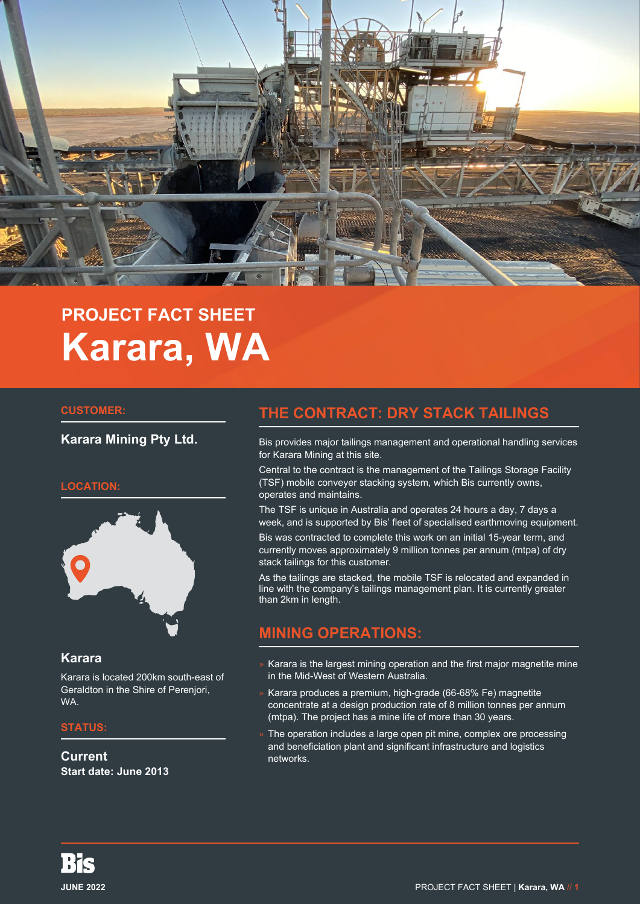PROJECT FACT SHEET

# Karara, WA

**CUSTOMER:**

**Karara Mining Pty Ltd.**

**LOCATION:**

### Karara

Karara is located 200km south-east of Geraldton in the Shire of Perenjori, WA.

**STATUS:**

**Current**
**Start date: June 2013**

## THE CONTRACT: DRY STACK TAILINGS

Bis provides major tailings management and operational handling services for Karara Mining at this site.

Central to the contract is the management of the Tailings Storage Facility (TSF) mobile conveyer stacking system, which Bis currently owns, operates and maintains.

The TSF is unique in Australia and operates 24 hours a day, 7 days a week, and is supported by Bis' fleet of specialised earthmoving equipment.

Bis was contracted to complete this work on an initial 15-year term, and currently moves approximately 9 million tonnes per annum (mtpa) of dry stack tailings for this customer.

As the tailings are stacked, the mobile TSF is relocated and expanded in line with the company's tailings management plan. It is currently greater than 2km in length.

## MINING OPERATIONS:

- Karara is the largest mining operation and the first major magnetite mine in the Mid-West of Western Australia.
- Karara produces a premium, high-grade (66-68% Fe) magnetite concentrate at a design production rate of 8 million tonnes per annum (mtpa). The project has a mine life of more than 30 years.
- The operation includes a large open pit mine, complex ore processing and beneficiation plant and significant infrastructure and logistics networks.

Bis

JUNE 2022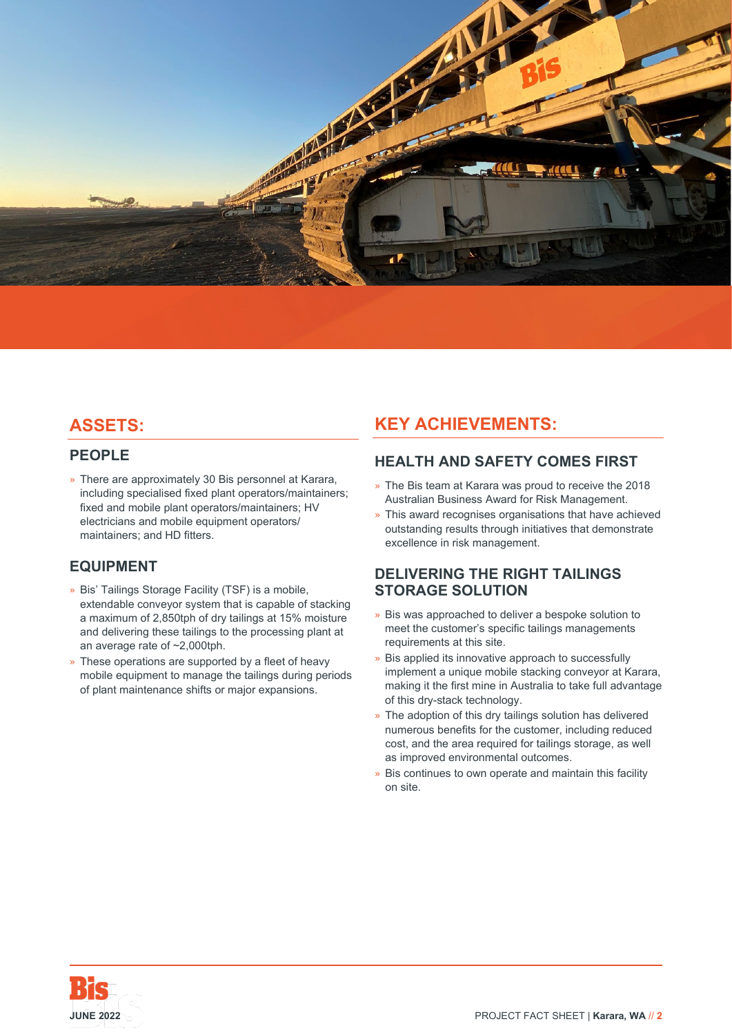## ASSETS:

### PEOPLE

- There are approximately 30 Bis personnel at Karara, including specialised fixed plant operators/maintainers; fixed and mobile plant operators/maintainers; HV electricians and mobile equipment operators/ maintainers; and HD fitters.

### EQUIPMENT

- Bis' Tailings Storage Facility (TSF) is a mobile, extendable conveyor system that is capable of stacking a maximum of 2,850tph of dry tailings at 15% moisture and delivering these tailings to the processing plant at an average rate of ~2,000tph.
- These operations are supported by a fleet of heavy mobile equipment to manage the tailings during periods of plant maintenance shifts or major expansions.

## KEY ACHIEVEMENTS:

### HEALTH AND SAFETY COMES FIRST

- The Bis team at Karara was proud to receive the 2018 Australian Business Award for Risk Management.
- This award recognises organisations that have achieved outstanding results through initiatives that demonstrate excellence in risk management.

### DELIVERING THE RIGHT TAILINGS STORAGE SOLUTION

- Bis was approached to deliver a bespoke solution to meet the customer's specific tailings managements requirements at this site.
- Bis applied its innovative approach to successfully implement a unique mobile stacking conveyor at Karara, making it the first mine in Australia to take full advantage of this dry-stack technology.
- The adoption of this dry tailings solution has delivered numerous benefits for the customer, including reduced cost, and the area required for tailings storage, as well as improved environmental outcomes.
- Bis continues to own operate and maintain this facility on site.